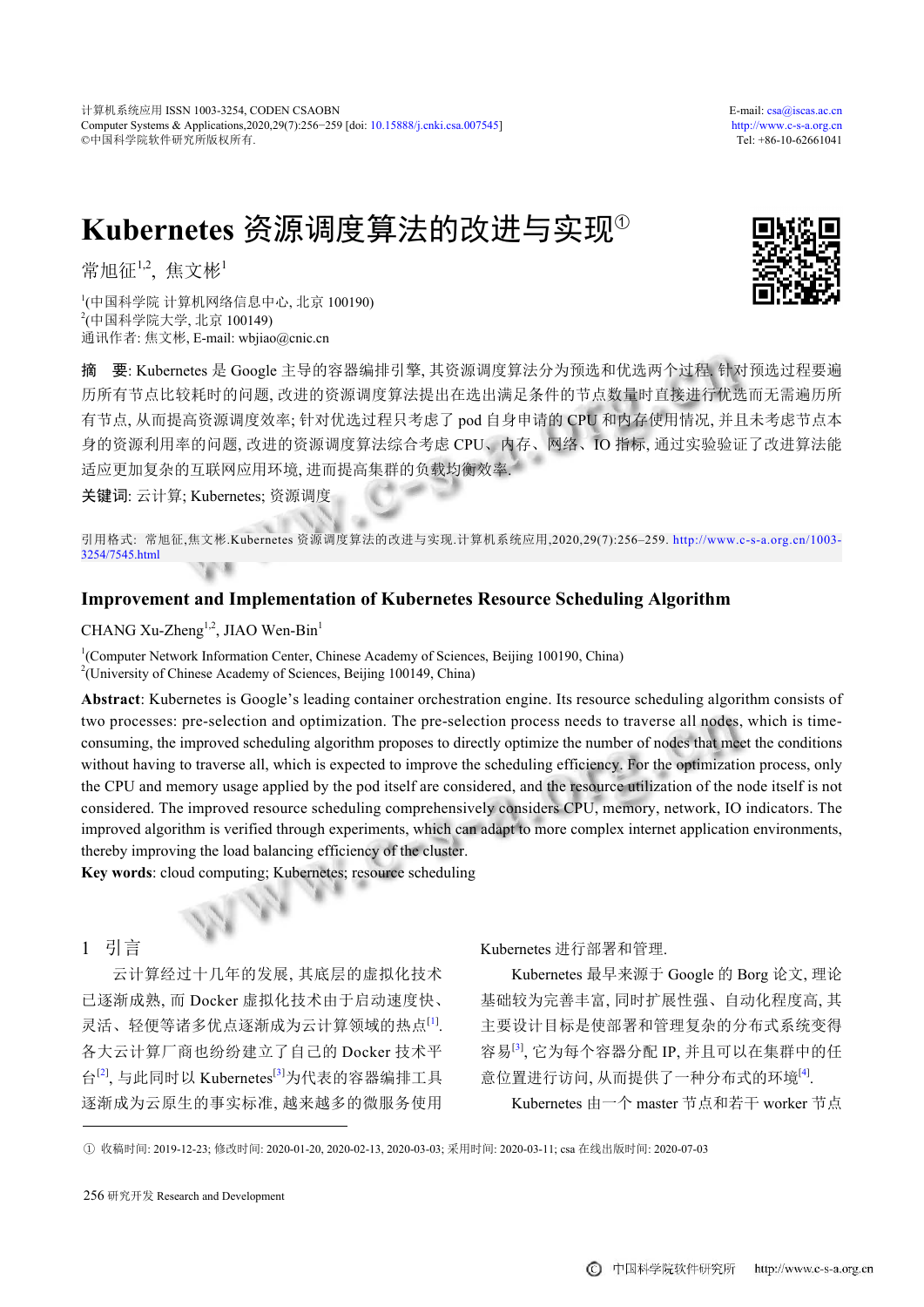# Kubernetes 资源调度算法的改进与实现①

常旭征[1,2], 焦文彬[1]

[1](中国科学院 计算机网络信息中心, 北京 100190)
[2](中国科学院大学, 北京 100149)
通讯作者: 焦文彬, E-mail: wbjiao@cnic.cn

**摘 要**: Kubernetes 是 Google 主导的容器编排引擎, 其资源调度算法分为预选和优选两个过程. 针对预选过程要遍历所有节点比较耗时的问题, 改进的资源调度算法提出在选出满足条件的节点数量时直接进行优选而无需遍历所有节点, 从而提高资源调度效率; 针对优选过程只考虑了 pod 自身申请的 CPU 和内存使用情况, 并且未考虑节点本身的资源利用率的问题, 改进的资源调度算法综合考虑 CPU、内存、网络、IO 指标, 通过实验验证了改进算法能适应更加复杂的互联网应用环境, 进而提高集群的负载均衡效率.

**关键词**: 云计算; Kubernetes; 资源调度

引用格式: 常旭征,焦文彬.Kubernetes 资源调度算法的改进与实现.计算机系统应用,2020,29(7):256–259. http://www.c-s-a.org.cn/1003-3254/7545.html

## Improvement and Implementation of Kubernetes Resource Scheduling Algorithm

CHANG Xu-Zheng[1,2], JIAO Wen-Bin[1]

[1](Computer Network Information Center, Chinese Academy of Sciences, Beijing 100190, China)
[2](University of Chinese Academy of Sciences, Beijing 100149, China)

**Abstract**: Kubernetes is Google's leading container orchestration engine. Its resource scheduling algorithm consists of two processes: pre-selection and optimization. The pre-selection process needs to traverse all nodes, which is time-consuming, the improved scheduling algorithm proposes to directly optimize the number of nodes that meet the conditions without having to traverse all, which is expected to improve the scheduling efficiency. For the optimization process, only the CPU and memory usage applied by the pod itself are considered, and the resource utilization of the node itself is not considered. The improved resource scheduling comprehensively considers CPU, memory, network, IO indicators. The improved algorithm is verified through experiments, which can adapt to more complex internet application environments, thereby improving the load balancing efficiency of the cluster.

**Key words**: cloud computing; Kubernetes; resource scheduling

## 1 引言

云计算经过十几年的发展, 其底层的虚拟化技术已逐渐成熟, 而 Docker 虚拟化技术由于启动速度快、灵活、轻便等诸多优点逐渐成为云计算领域的热点[1]. 各大云计算厂商也纷纷建立了自己的 Docker 技术平台[2], 与此同时以 Kubernetes[3]为代表的容器编排工具逐渐成为云原生的事实标准, 越来越多的微服务使用 Kubernetes 进行部署和管理.

Kubernetes 最早来源于 Google 的 Borg 论文, 理论基础较为完善丰富, 同时扩展性强、自动化程度高, 其主要设计目标是使部署和管理复杂的分布式系统变得容易[3], 它为每个容器分配 IP, 并且可以在集群中的任意位置进行访问, 从而提供了一种分布式的环境[4].

Kubernetes 由一个 master 节点和若干 worker 节点

① 收稿时间: 2019-12-23; 修改时间: 2020-01-20, 2020-02-13, 2020-03-03; 采用时间: 2020-03-11; csa 在线出版时间: 2020-07-03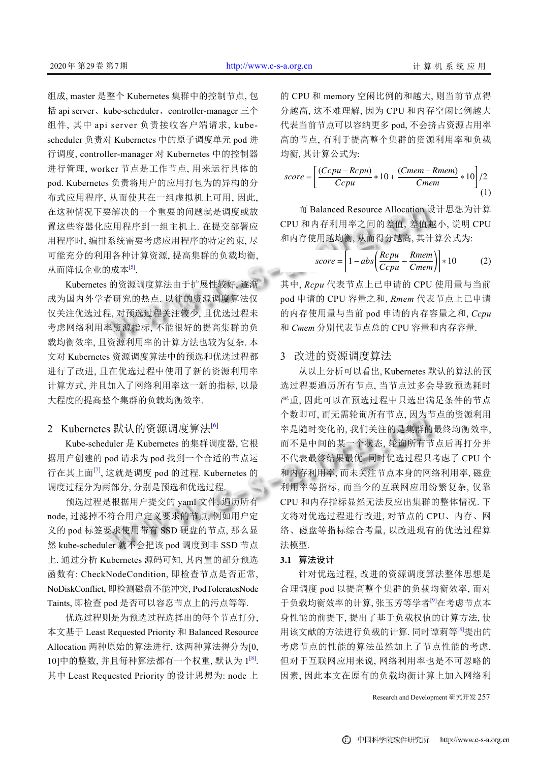组成, master 是整个 Kubernetes 集群中的控制节点, 包括 api server、kube-scheduler、controller-manager 三个组件, 其中 api server 负责接收客户端请求, kube-scheduler 负责对 Kubernetes 中的原子调度单元 pod 进行调度, controller-manager 对 Kubernetes 中的控制器进行管理, worker 节点是工作节点, 用来运行具体的 pod. Kubernetes 负责将用户的应用打包为的异构的分布式应用程序, 从而使其在一组虚拟机上可用, 因此, 在这种情况下要解决的一个重要的问题就是调度或放置这些容器化应用程序到一组主机上. 在提交部署应用程序时, 编排系统需要考虑应用程序的特定约束, 尽可能充分的利用各种计算资源, 提高集群的负载均衡, 从而降低企业的成本[5].

Kubernetes 的资源调度算法由于扩展性较好, 逐渐成为国内外学者研究的热点. 以往的资源调度算法仅仅关注优选过程, 对预选过程关注较少, 且优选过程未考虑网络利用率等资源指标, 不能很好的提高集群的负载均衡效率, 且资源利用率的计算方法也较为复杂. 本文对 Kubernetes 资源调度算法中的预选和优选过程都进行了改进, 且在优选过程中使用了新的资源利用率计算方式, 并且加入了网络利用率这一新的指标, 以最大程度的提高整个集群的负载均衡效率.

## 2 Kubernetes 默认的资源调度算法[6]

Kube-scheduler 是 Kubernetes 的集群调度器, 它根据用户创建的 pod 请求为 pod 找到一个合适的节点运行在其上面[7], 这就是调度 pod 的过程. Kubernetes 的调度过程分为两部分, 分别是预选和优选过程.

预选过程是根据用户提交的 yaml 文件, 遍历所有 node, 过滤掉不符合用户定义要求的节点, 例如用户定义的 pod 标签要求使用带有 SSD 硬盘的节点, 那么显然 kube-scheduler 就不会把该 pod 调度到非 SSD 节点上. 通过分析 Kubernetes 源码可知, 其内置的部分预选函数有: CheckNodeCondition, 即检查节点是否正常, NoDiskConflict, 即检测磁盘不能冲突, PodToleratesNode Taints, 即检查 pod 是否可以容忍节点上的污点等等.

优选过程则是为预选过程选择出的每个节点打分, 本文基于 Least Requested Priority 和 Balanced Resource Allocation 两种原始的算法进行, 这两种算法得分为[0, 10]中的整数, 并且每种算法都有一个权重, 默认为 1[8]. 其中 Least Requested Priority 的设计思想为: node 上的 CPU 和 memory 空闲比例的和越大, 则当前节点得分越高, 这不难理解, 因为 CPU 和内存空闲比例越大代表当前节点可以容纳更多 pod, 不会挤占资源占用率高的节点, 有利于提高整个集群的资源利用率和负载均衡, 其计算公式为:

$$score = \left[\frac{(Ccpu - Rcpu)}{Ccpu} * 10 + \frac{(Cmem - Rmem)}{Cmem} * 10\right] / 2 \tag{1}$$

而 Balanced Resource Allocation 设计思想为计算 CPU 和内存利用率之间的差值, 差值越小, 说明 CPU 和内存使用越均衡, 从而得分越高, 其计算公式为:

$$score = \left[1 - abs\left(\frac{Rcpu}{Ccpu} - \frac{Rmem}{Cmem}\right)\right] * 10 \tag{2}$$

其中, $Rcpu$ 代表节点上已申请的 CPU 使用量与当前 pod 申请的 CPU 容量之和, $Rmem$ 代表节点上已申请的内存使用量与当前 pod 申请的内存容量之和, $Ccpu$ 和 $Cmem$ 分别代表节点总的 CPU 容量和内存容量.

## 3 改进的资源调度算法

从以上分析可以看出, Kubernetes 默认的算法的预选过程要遍历所有节点, 当节点过多会导致预选耗时严重, 因此可以在预选过程中只选出满足条件的节点个数即可, 而无需轮询所有节点, 因为节点的资源利用率是随时变化的, 我们关注的是集群的最终均衡效率, 而不是中间的某一个状态, 轮询所有节点后再打分并不代表最终结果最优. 同时优选过程只考虑了 CPU 个和内存利用率, 而未关注节点本身的网络利用率, 磁盘利用率等指标, 而当今的互联网应用纷繁复杂, 仅靠 CPU 和内存指标显然无法反应出集群的整体情况. 下文将对优选过程进行改进, 对节点的 CPU、内存、网络、磁盘等指标综合考量, 以改进现有的优选过程算法模型.

### 3.1 算法设计

针对优选过程, 改进的资源调度算法整体思想是合理调度 pod 以提高整个集群的负载均衡效率, 而对于负载均衡效率的计算, 张玉芳等学者[9]在考虑节点本身性能的前提下, 提出了基于负载权值的计算方法, 使用该文献的方法进行负载的计算. 同时谭莉等[8]提出的考虑节点的性能的算法虽然加上了节点性能的考虑, 但对于互联网应用来说, 网络利用率也是不可忽略的因素, 因此本文在原有的负载均衡计算上加入网络利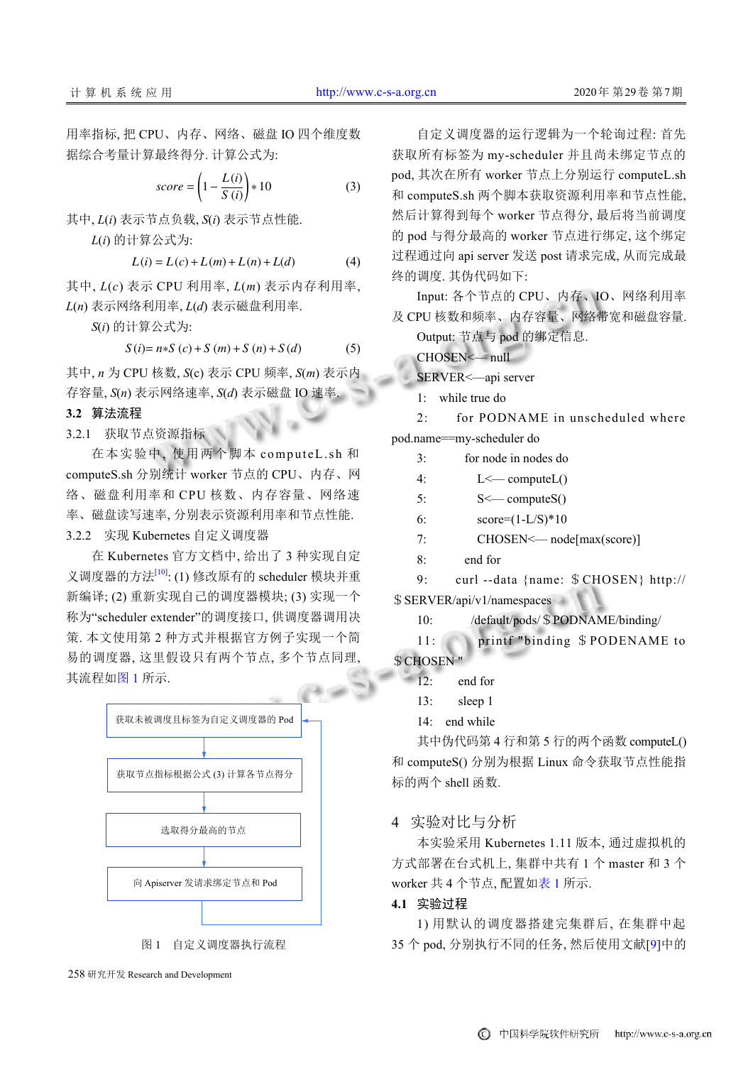用率指标, 把 CPU、内存、网络、磁盘 IO 四个维度数据综合考量计算最终得分. 计算公式为:

$$score = \left(1 - \frac{L(i)}{S(i)}\right) * 10 \tag{3}$$

其中, $L(i)$ 表示节点负载, $S(i)$ 表示节点性能.

$L(i)$ 的计算公式为:

$$L(i) = L(c) + L(m) + L(n) + L(d) \tag{4}$$

其中, $L(c)$ 表示 CPU 利用率, $L(m)$ 表示内存利用率, $L(n)$ 表示网络利用率, $L(d)$ 表示磁盘利用率.

$S(i)$ 的计算公式为:

$$S(i) = n * S(c) + S(m) + S(n) + S(d) \tag{5}$$

其中, $n$ 为 CPU 核数, $S(c)$ 表示 CPU 频率, $S(m)$ 表示内存容量, $S(n)$ 表示网络速率, $S(d)$ 表示磁盘 IO 速率.

### 3.2 算法流程

#### 3.2.1 获取节点资源指标

在本实验中, 使用两个脚本 computeL.sh 和 computeS.sh 分别统计 worker 节点的 CPU、内存、网络、磁盘利用率和 CPU 核数、内存容量、网络速率、磁盘读写速率, 分别表示资源利用率和节点性能.

#### 3.2.2 实现 Kubernetes 自定义调度器

在 Kubernetes 官方文档中, 给出了 3 种实现自定义调度器的方法[10]: (1) 修改原有的 scheduler 模块并重新编译; (2) 重新实现自己的调度器模块; (3) 实现一个称为"scheduler extender"的调度接口, 供调度器调用决策. 本文使用第 2 种方式并根据官方例子实现一个简易的调度器, 这里假设只有两个节点, 多个节点同理, 其流程如图 1 所示.

获取未被调度且标签为自定义调度器的 Pod → 获取节点指标根据公式 (3) 计算各节点得分 → 选取得分最高的节点 → 向 Apiserver 发请求绑定节点和 Pod

图 1 自定义调度器执行流程

自定义调度器的运行逻辑为一个轮询过程: 首先获取所有标签为 my-scheduler 并且尚未绑定节点的 pod, 其次在所有 worker 节点上分别运行 computeL.sh 和 computeS.sh 两个脚本获取资源利用率和节点性能, 然后计算得到每个 worker 节点得分, 最后将当前调度的 pod 与得分最高的 worker 节点进行绑定, 这个绑定过程通过向 api server 发送 post 请求完成, 从而完成最终的调度. 其伪代码如下:

```
Input: 各个节点的 CPU、内存、IO、网络利用率及 CPU 核数和频率、内存容量、网络带宽和磁盘容量.
Output: 节点与 pod 的绑定信息.
CHOSEN<—null
SERVER<—api server
1:  while true do
2:      for PODNAME in unscheduled where pod.name==my-scheduler do
3:          for node in nodes do
4:              L<— computeL()
5:              S<— computeS()
6:              score=(1-L/S)*10
7:              CHOSEN<— node[max(score)]
8:          end for
9:          curl --data {name: $CHOSEN} http://$SERVER/api/v1/namespaces
10:             /default/pods/ $PODNAME/binding/
11:         printf "binding $PODENAME to $CHOSEN"
12:     end for
13:     sleep 1
14: end while
```

其中伪代码第 4 行和第 5 行的两个函数 computeL() 和 computeS() 分别为根据 Linux 命令获取节点性能指标的两个 shell 函数.

## 4 实验对比与分析

本实验采用 Kubernetes 1.11 版本, 通过虚拟机的方式部署在台式机上, 集群中共有 1 个 master 和 3 个 worker 共 4 个节点, 配置如表 1 所示.

### 4.1 实验过程

1) 用默认的调度器搭建完集群后, 在集群中起 35 个 pod, 分别执行不同的任务, 然后使用文献[9]中的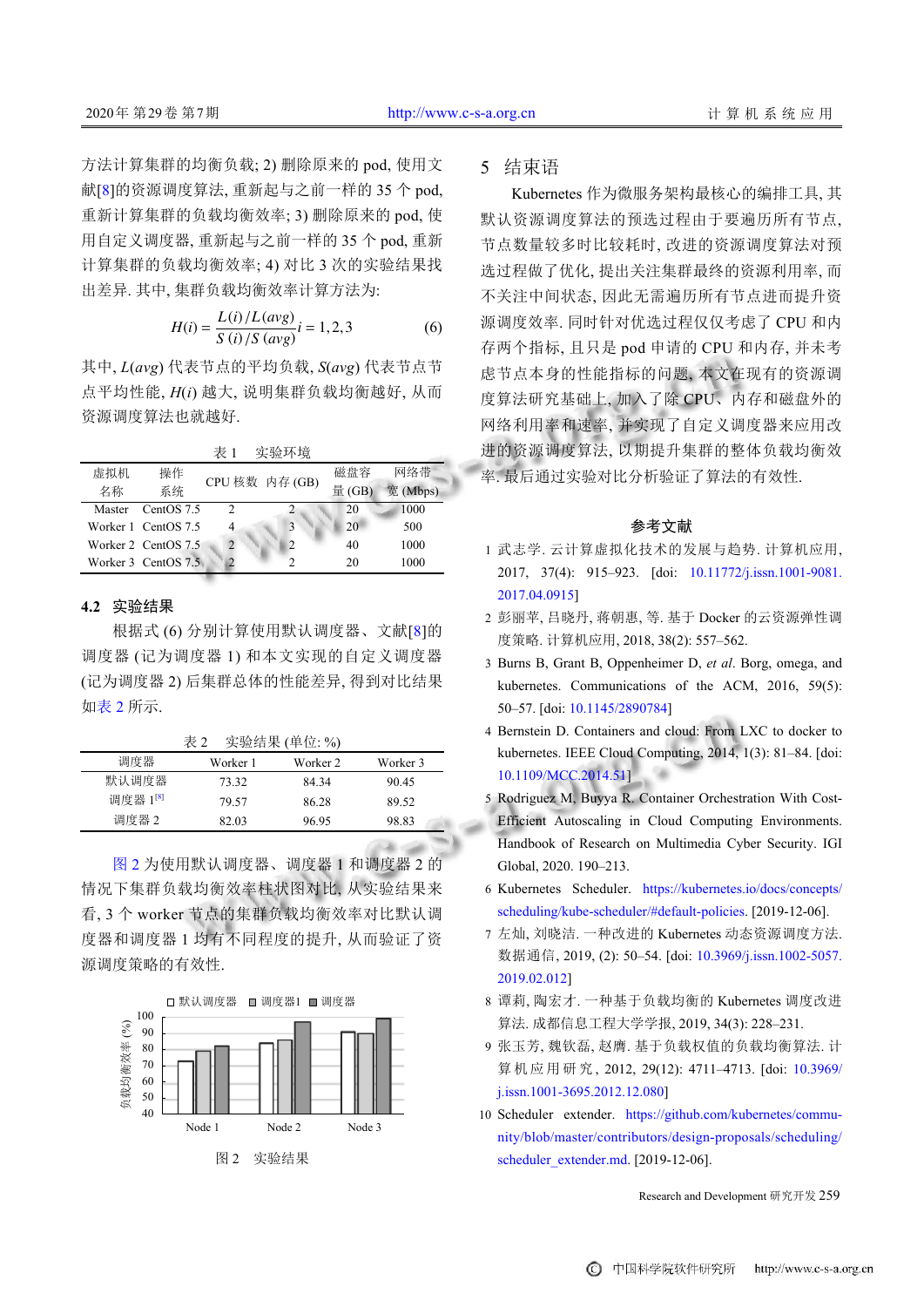方法计算集群的均衡负载; 2) 删除原来的 pod, 使用文献[8]的资源调度算法, 重新起与之前一样的 35 个 pod, 重新计算集群的负载均衡效率; 3) 删除原来的 pod, 使用自定义调度器, 重新起与之前一样的 35 个 pod, 重新计算集群的负载均衡效率; 4) 对比 3 次的实验结果找出差异. 其中, 集群负载均衡效率计算方法为:

$$H(i) = \frac{L(i)/L(avg)}{S(i)/S(avg)} i = 1,2,3 \tag{6}$$

其中, $L(avg)$ 代表节点的平均负载, $S(avg)$ 代表节点平均性能, $H(i)$ 越大, 说明集群负载均衡越好, 从而资源调度算法也就越好.

表 1　实验环境

| 虚拟机名称 | 操作系统 | CPU 核数 | 内存 (GB) | 磁盘容量 (GB) | 网络带宽 (Mbps) |
|---|---|---|---|---|---|
| Master | CentOS 7.5 | 2 | 2 | 20 | 1000 |
| Worker 1 | CentOS 7.5 | 4 | 3 | 20 | 500 |
| Worker 2 | CentOS 7.5 | 2 | 2 | 40 | 1000 |
| Worker 3 | CentOS 7.5 | 2 | 2 | 20 | 1000 |

### 4.2 实验结果

根据式 (6) 分别计算使用默认调度器、文献[8]的调度器 (记为调度器 1) 和本文实现的自定义调度器 (记为调度器 2) 后集群总体的性能差异, 得到对比结果如表 2 所示.

表 2　实验结果 (单位: %)

| 调度器 | Worker 1 | Worker 2 | Worker 3 |
|---|---|---|---|
| 默认调度器 | 73.32 | 84.34 | 90.45 |
| 调度器 1[8] | 79.57 | 86.28 | 89.52 |
| 调度器 2 | 82.03 | 96.95 | 98.83 |

图 2 为使用默认调度器、调度器 1 和调度器 2 的情况下集群负载均衡效率柱状图对比, 从实验结果来看, 3 个 worker 节点的集群负载均衡效率对比默认调度器和调度器 1 均有不同程度的提升, 从而验证了资源调度策略的有效性.

默认调度器　调度器1　调度器
负载均衡效率 (%)
100
90
80
70
60
50
40
Node 1　Node 2　Node 3

图 2　实验结果

## 5 结束语

Kubernetes 作为微服务架构最核心的编排工具, 其默认资源调度算法的预选过程由于要遍历所有节点, 节点数量较多时比较耗时, 改进的资源调度算法对预选过程做了优化, 提出关注集群最终的资源利用率, 而不关注中间状态, 因此无需遍历所有节点进而提升资源调度效率. 同时针对优选过程仅仅考虑了 CPU 和内存两个指标, 且只是 pod 申请的 CPU 和内存, 并未考虑节点本身的性能指标的问题, 本文在现有的资源调度算法研究基础上, 加入了除 CPU、内存和磁盘外的网络利用率和速率, 并实现了自定义调度器来应用改进的资源调度算法, 以期提升集群的整体负载均衡效率. 最后通过实验对比分析验证了算法的有效性.

## 参考文献

1. 武志学. 云计算虚拟化技术的发展与趋势. 计算机应用, 2017, 37(4): 915–923. [doi: 10.11772/j.issn.1001-9081.2017.04.0915]
2. 彭丽苹, 吕晓丹, 蒋朝惠, 等. 基于 Docker 的云资源弹性调度策略. 计算机应用, 2018, 38(2): 557–562.
3. Burns B, Grant B, Oppenheimer D, *et al*. Borg, omega, and kubernetes. Communications of the ACM, 2016, 59(5): 50–57. [doi: 10.1145/2890784]
4. Bernstein D. Containers and cloud: From LXC to docker to kubernetes. IEEE Cloud Computing, 2014, 1(3): 81–84. [doi: 10.1109/MCC.2014.51]
5. Rodriguez M, Buyya R. Container Orchestration With Cost-Efficient Autoscaling in Cloud Computing Environments. Handbook of Research on Multimedia Cyber Security. IGI Global, 2020. 190–213.
6. Kubernetes Scheduler. https://kubernetes.io/docs/concepts/scheduling/kube-scheduler/#default-policies. [2019-12-06].
7. 左灿, 刘晓洁. 一种改进的 Kubernetes 动态资源调度方法. 数据通信, 2019, (2): 50–54. [doi: 10.3969/j.issn.1002-5057.2019.02.012]
8. 谭莉, 陶宏才. 一种基于负载均衡的 Kubernetes 调度改进算法. 成都信息工程大学学报, 2019, 34(3): 228–231.
9. 张玉芳, 魏钦磊, 赵膺. 基于负载权值的负载均衡算法. 计算机应用研究, 2012, 29(12): 4711–4713. [doi: 10.3969/j.issn.1001-3695.2012.12.080]
10. Scheduler extender. https://github.com/kubernetes/community/blob/master/contributors/design-proposals/scheduling/scheduler_extender.md. [2019-12-06].